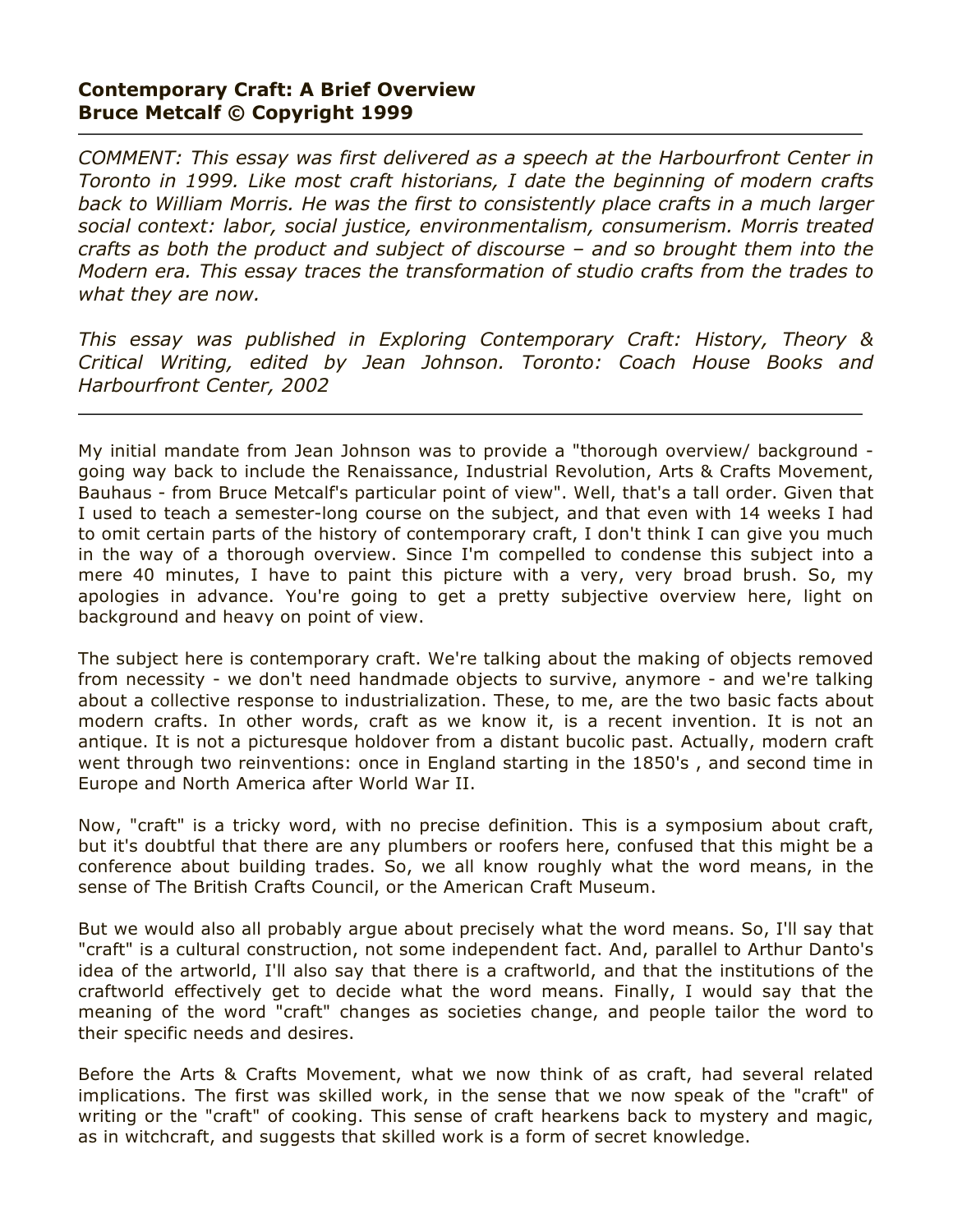**Contemporary Craft: A Brief Overview**
**Bruce Metcalf © Copyright 1999**

---

*COMMENT: This essay was first delivered as a speech at the Harbourfront Center in Toronto in 1999. Like most craft historians, I date the beginning of modern crafts back to William Morris. He was the first to consistently place crafts in a much larger social context: labor, social justice, environmentalism, consumerism. Morris treated crafts as both the product and subject of discourse – and so brought them into the Modern era. This essay traces the transformation of studio crafts from the trades to what they are now.*

*This essay was published in Exploring Contemporary Craft: History, Theory & Critical Writing, edited by Jean Johnson. Toronto: Coach House Books and Harbourfront Center, 2002*

---

My initial mandate from Jean Johnson was to provide a "thorough overview/ background - going way back to include the Renaissance, Industrial Revolution, Arts & Crafts Movement, Bauhaus - from Bruce Metcalf's particular point of view". Well, that's a tall order. Given that I used to teach a semester-long course on the subject, and that even with 14 weeks I had to omit certain parts of the history of contemporary craft, I don't think I can give you much in the way of a thorough overview. Since I'm compelled to condense this subject into a mere 40 minutes, I have to paint this picture with a very, very broad brush. So, my apologies in advance. You're going to get a pretty subjective overview here, light on background and heavy on point of view.

The subject here is contemporary craft. We're talking about the making of objects removed from necessity - we don't need handmade objects to survive, anymore - and we're talking about a collective response to industrialization. These, to me, are the two basic facts about modern crafts. In other words, craft as we know it, is a recent invention. It is not an antique. It is not a picturesque holdover from a distant bucolic past. Actually, modern craft went through two reinventions: once in England starting in the 1850's , and second time in Europe and North America after World War II.

Now, "craft" is a tricky word, with no precise definition. This is a symposium about craft, but it's doubtful that there are any plumbers or roofers here, confused that this might be a conference about building trades. So, we all know roughly what the word means, in the sense of The British Crafts Council, or the American Craft Museum.

But we would also all probably argue about precisely what the word means. So, I'll say that "craft" is a cultural construction, not some independent fact. And, parallel to Arthur Danto's idea of the artworld, I'll also say that there is a craftworld, and that the institutions of the craftworld effectively get to decide what the word means. Finally, I would say that the meaning of the word "craft" changes as societies change, and people tailor the word to their specific needs and desires.

Before the Arts & Crafts Movement, what we now think of as craft, had several related implications. The first was skilled work, in the sense that we now speak of the "craft" of writing or the "craft" of cooking. This sense of craft hearkens back to mystery and magic, as in witchcraft, and suggests that skilled work is a form of secret knowledge.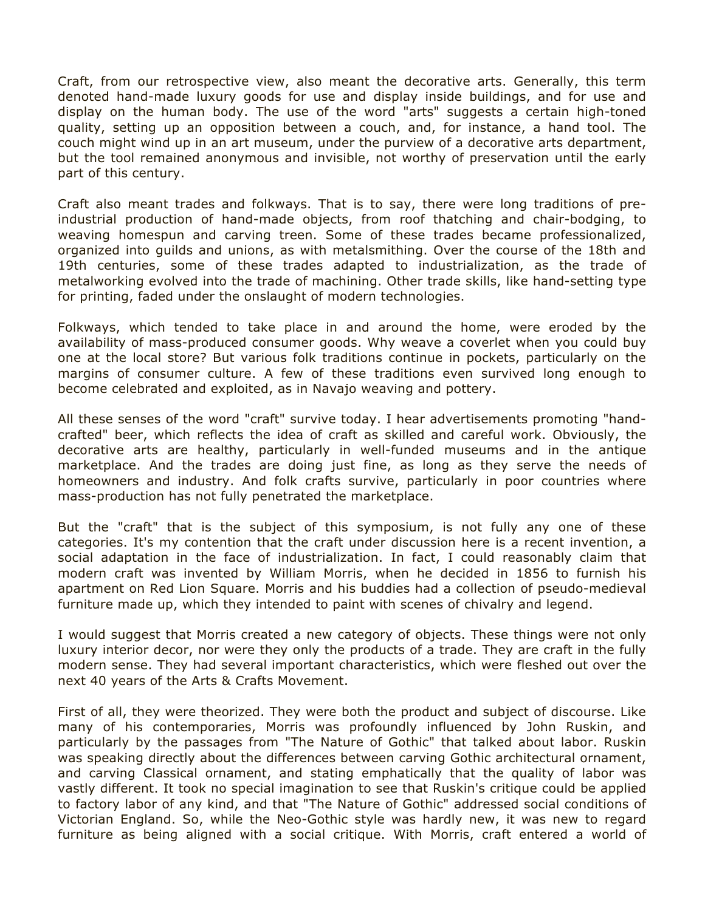Craft, from our retrospective view, also meant the decorative arts. Generally, this term denoted hand-made luxury goods for use and display inside buildings, and for use and display on the human body. The use of the word "arts" suggests a certain high-toned quality, setting up an opposition between a couch, and, for instance, a hand tool. The couch might wind up in an art museum, under the purview of a decorative arts department, but the tool remained anonymous and invisible, not worthy of preservation until the early part of this century.

Craft also meant trades and folkways. That is to say, there were long traditions of pre-industrial production of hand-made objects, from roof thatching and chair-bodging, to weaving homespun and carving treen. Some of these trades became professionalized, organized into guilds and unions, as with metalsmithing. Over the course of the 18th and 19th centuries, some of these trades adapted to industrialization, as the trade of metalworking evolved into the trade of machining. Other trade skills, like hand-setting type for printing, faded under the onslaught of modern technologies.

Folkways, which tended to take place in and around the home, were eroded by the availability of mass-produced consumer goods. Why weave a coverlet when you could buy one at the local store? But various folk traditions continue in pockets, particularly on the margins of consumer culture. A few of these traditions even survived long enough to become celebrated and exploited, as in Navajo weaving and pottery.

All these senses of the word "craft" survive today. I hear advertisements promoting "hand-crafted" beer, which reflects the idea of craft as skilled and careful work. Obviously, the decorative arts are healthy, particularly in well-funded museums and in the antique marketplace. And the trades are doing just fine, as long as they serve the needs of homeowners and industry. And folk crafts survive, particularly in poor countries where mass-production has not fully penetrated the marketplace.

But the "craft" that is the subject of this symposium, is not fully any one of these categories. It's my contention that the craft under discussion here is a recent invention, a social adaptation in the face of industrialization. In fact, I could reasonably claim that modern craft was invented by William Morris, when he decided in 1856 to furnish his apartment on Red Lion Square. Morris and his buddies had a collection of pseudo-medieval furniture made up, which they intended to paint with scenes of chivalry and legend.

I would suggest that Morris created a new category of objects. These things were not only luxury interior decor, nor were they only the products of a trade. They are craft in the fully modern sense. They had several important characteristics, which were fleshed out over the next 40 years of the Arts & Crafts Movement.

First of all, they were theorized. They were both the product and subject of discourse. Like many of his contemporaries, Morris was profoundly influenced by John Ruskin, and particularly by the passages from "The Nature of Gothic" that talked about labor. Ruskin was speaking directly about the differences between carving Gothic architectural ornament, and carving Classical ornament, and stating emphatically that the quality of labor was vastly different. It took no special imagination to see that Ruskin's critique could be applied to factory labor of any kind, and that "The Nature of Gothic" addressed social conditions of Victorian England. So, while the Neo-Gothic style was hardly new, it was new to regard furniture as being aligned with a social critique. With Morris, craft entered a world of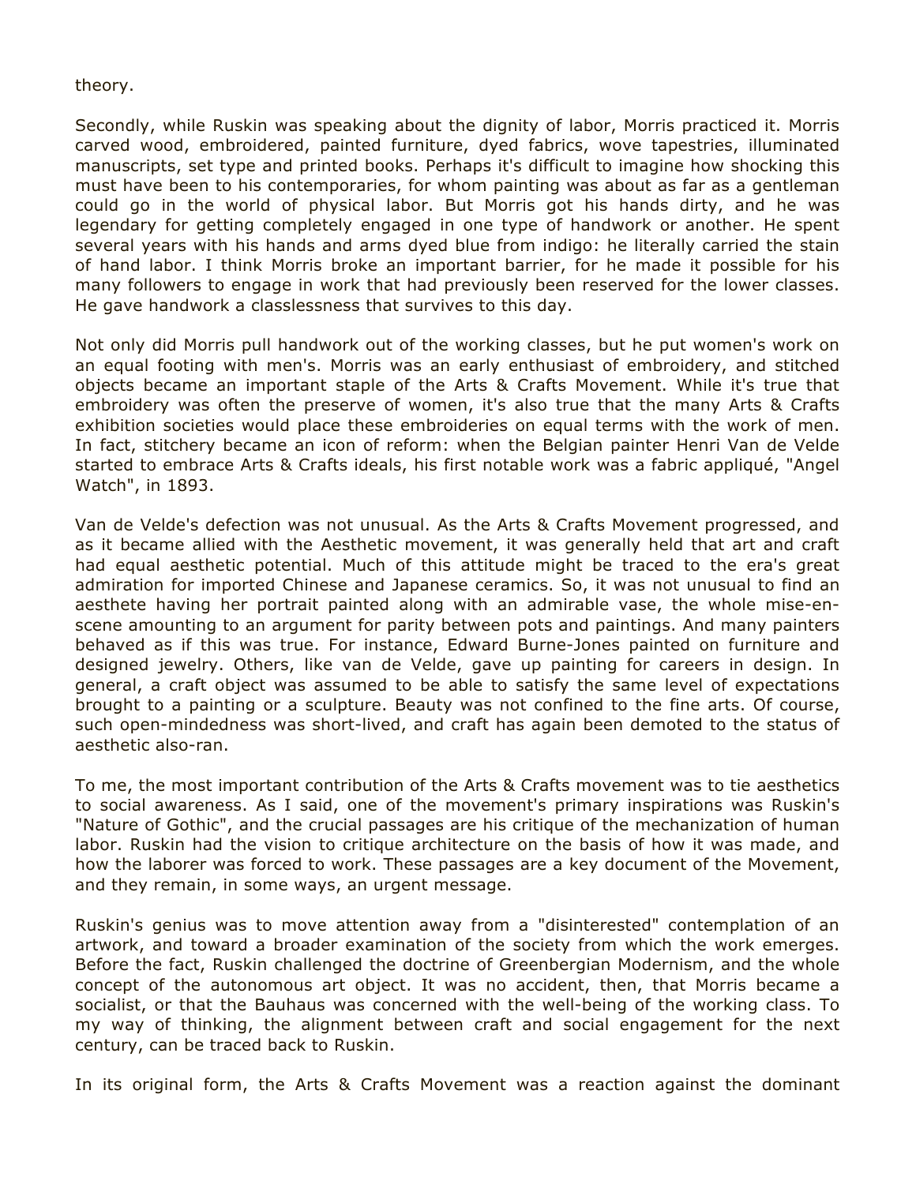theory.

Secondly, while Ruskin was speaking about the dignity of labor, Morris practiced it. Morris carved wood, embroidered, painted furniture, dyed fabrics, wove tapestries, illuminated manuscripts, set type and printed books. Perhaps it's difficult to imagine how shocking this must have been to his contemporaries, for whom painting was about as far as a gentleman could go in the world of physical labor. But Morris got his hands dirty, and he was legendary for getting completely engaged in one type of handwork or another. He spent several years with his hands and arms dyed blue from indigo: he literally carried the stain of hand labor. I think Morris broke an important barrier, for he made it possible for his many followers to engage in work that had previously been reserved for the lower classes. He gave handwork a classlessness that survives to this day.

Not only did Morris pull handwork out of the working classes, but he put women's work on an equal footing with men's. Morris was an early enthusiast of embroidery, and stitched objects became an important staple of the Arts & Crafts Movement. While it's true that embroidery was often the preserve of women, it's also true that the many Arts & Crafts exhibition societies would place these embroideries on equal terms with the work of men. In fact, stitchery became an icon of reform: when the Belgian painter Henri Van de Velde started to embrace Arts & Crafts ideals, his first notable work was a fabric appliqué, "Angel Watch", in 1893.

Van de Velde's defection was not unusual. As the Arts & Crafts Movement progressed, and as it became allied with the Aesthetic movement, it was generally held that art and craft had equal aesthetic potential. Much of this attitude might be traced to the era's great admiration for imported Chinese and Japanese ceramics. So, it was not unusual to find an aesthete having her portrait painted along with an admirable vase, the whole mise-en-scene amounting to an argument for parity between pots and paintings. And many painters behaved as if this was true. For instance, Edward Burne-Jones painted on furniture and designed jewelry. Others, like van de Velde, gave up painting for careers in design. In general, a craft object was assumed to be able to satisfy the same level of expectations brought to a painting or a sculpture. Beauty was not confined to the fine arts. Of course, such open-mindedness was short-lived, and craft has again been demoted to the status of aesthetic also-ran.

To me, the most important contribution of the Arts & Crafts movement was to tie aesthetics to social awareness. As I said, one of the movement's primary inspirations was Ruskin's "Nature of Gothic", and the crucial passages are his critique of the mechanization of human labor. Ruskin had the vision to critique architecture on the basis of how it was made, and how the laborer was forced to work. These passages are a key document of the Movement, and they remain, in some ways, an urgent message.

Ruskin's genius was to move attention away from a "disinterested" contemplation of an artwork, and toward a broader examination of the society from which the work emerges. Before the fact, Ruskin challenged the doctrine of Greenbergian Modernism, and the whole concept of the autonomous art object. It was no accident, then, that Morris became a socialist, or that the Bauhaus was concerned with the well-being of the working class. To my way of thinking, the alignment between craft and social engagement for the next century, can be traced back to Ruskin.

In its original form, the Arts & Crafts Movement was a reaction against the dominant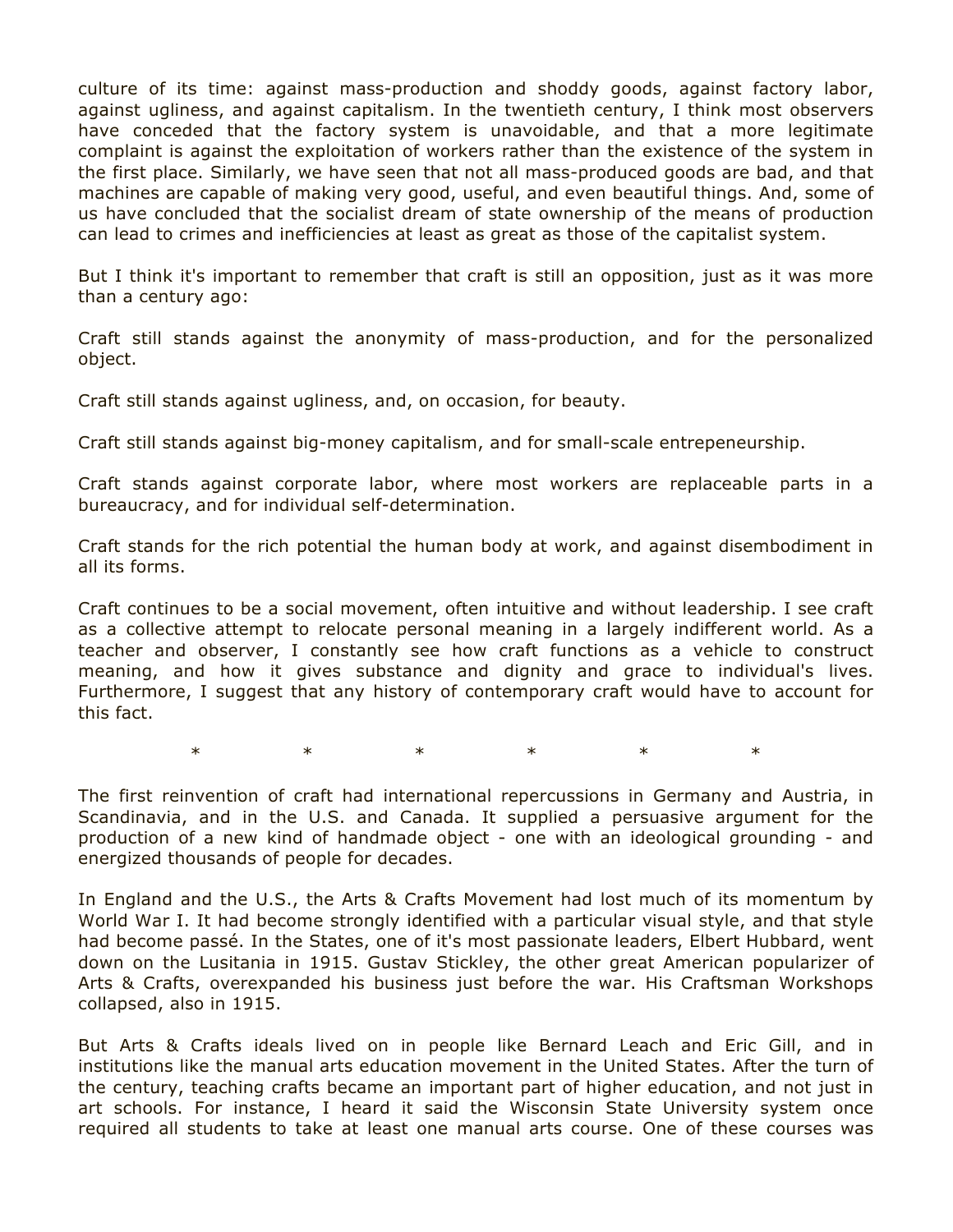culture of its time: against mass-production and shoddy goods, against factory labor, against ugliness, and against capitalism. In the twentieth century, I think most observers have conceded that the factory system is unavoidable, and that a more legitimate complaint is against the exploitation of workers rather than the existence of the system in the first place. Similarly, we have seen that not all mass-produced goods are bad, and that machines are capable of making very good, useful, and even beautiful things. And, some of us have concluded that the socialist dream of state ownership of the means of production can lead to crimes and inefficiencies at least as great as those of the capitalist system.

But I think it's important to remember that craft is still an opposition, just as it was more than a century ago:

Craft still stands against the anonymity of mass-production, and for the personalized object.

Craft still stands against ugliness, and, on occasion, for beauty.

Craft still stands against big-money capitalism, and for small-scale entrepeneurship.

Craft stands against corporate labor, where most workers are replaceable parts in a bureaucracy, and for individual self-determination.

Craft stands for the rich potential the human body at work, and against disembodiment in all its forms.

Craft continues to be a social movement, often intuitive and without leadership. I see craft as a collective attempt to relocate personal meaning in a largely indifferent world. As a teacher and observer, I constantly see how craft functions as a vehicle to construct meaning, and how it gives substance and dignity and grace to individual's lives. Furthermore, I suggest that any history of contemporary craft would have to account for this fact.

* * * * * *

The first reinvention of craft had international repercussions in Germany and Austria, in Scandinavia, and in the U.S. and Canada. It supplied a persuasive argument for the production of a new kind of handmade object - one with an ideological grounding - and energized thousands of people for decades.

In England and the U.S., the Arts & Crafts Movement had lost much of its momentum by World War I. It had become strongly identified with a particular visual style, and that style had become passé. In the States, one of it's most passionate leaders, Elbert Hubbard, went down on the Lusitania in 1915. Gustav Stickley, the other great American popularizer of Arts & Crafts, overexpanded his business just before the war. His Craftsman Workshops collapsed, also in 1915.

But Arts & Crafts ideals lived on in people like Bernard Leach and Eric Gill, and in institutions like the manual arts education movement in the United States. After the turn of the century, teaching crafts became an important part of higher education, and not just in art schools. For instance, I heard it said the Wisconsin State University system once required all students to take at least one manual arts course. One of these courses was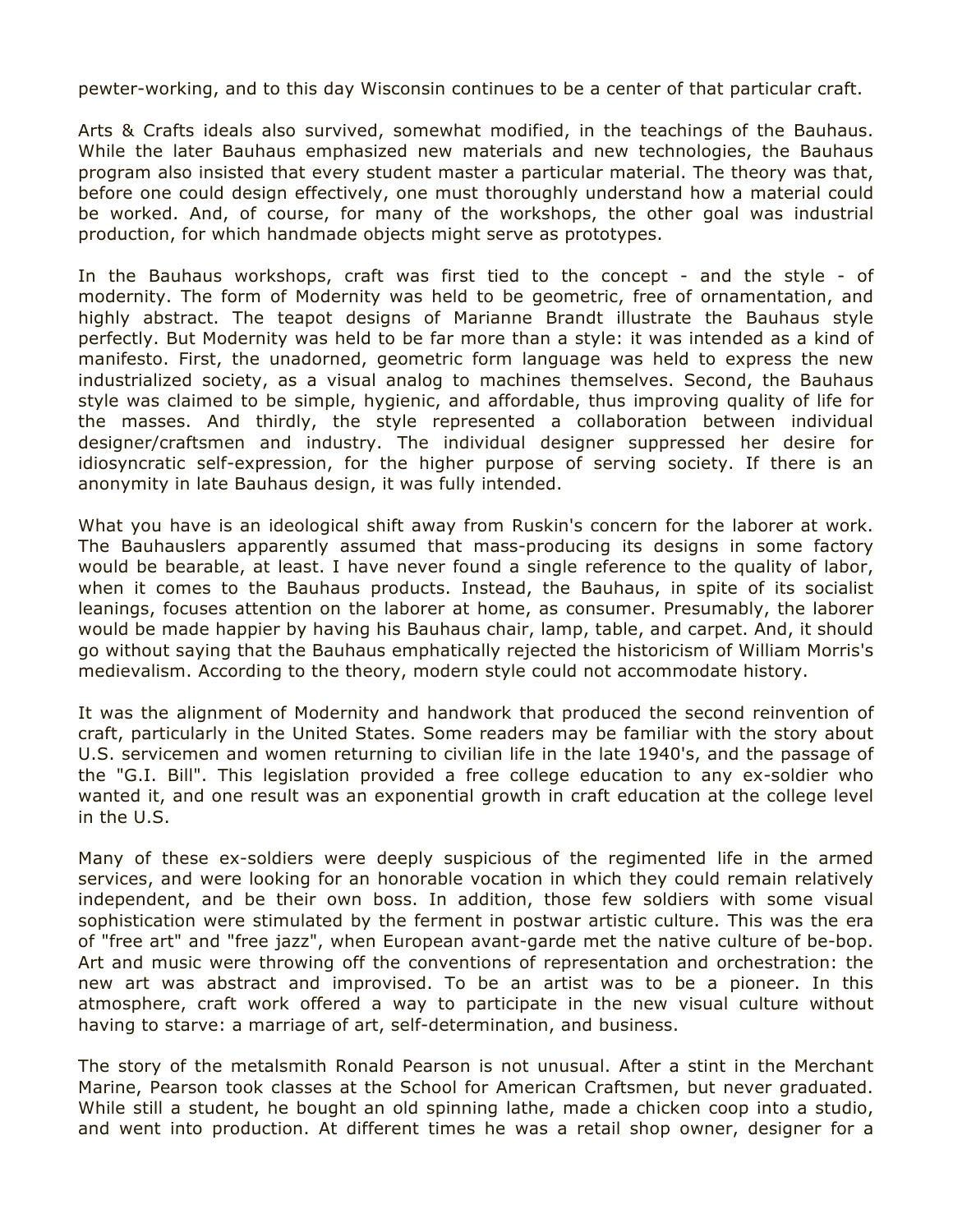pewter-working, and to this day Wisconsin continues to be a center of that particular craft.

Arts & Crafts ideals also survived, somewhat modified, in the teachings of the Bauhaus. While the later Bauhaus emphasized new materials and new technologies, the Bauhaus program also insisted that every student master a particular material. The theory was that, before one could design effectively, one must thoroughly understand how a material could be worked. And, of course, for many of the workshops, the other goal was industrial production, for which handmade objects might serve as prototypes.

In the Bauhaus workshops, craft was first tied to the concept - and the style - of modernity. The form of Modernity was held to be geometric, free of ornamentation, and highly abstract. The teapot designs of Marianne Brandt illustrate the Bauhaus style perfectly. But Modernity was held to be far more than a style: it was intended as a kind of manifesto. First, the unadorned, geometric form language was held to express the new industrialized society, as a visual analog to machines themselves. Second, the Bauhaus style was claimed to be simple, hygienic, and affordable, thus improving quality of life for the masses. And thirdly, the style represented a collaboration between individual designer/craftsmen and industry. The individual designer suppressed her desire for idiosyncratic self-expression, for the higher purpose of serving society. If there is an anonymity in late Bauhaus design, it was fully intended.

What you have is an ideological shift away from Ruskin's concern for the laborer at work. The Bauhauslers apparently assumed that mass-producing its designs in some factory would be bearable, at least. I have never found a single reference to the quality of labor, when it comes to the Bauhaus products. Instead, the Bauhaus, in spite of its socialist leanings, focuses attention on the laborer at home, as consumer. Presumably, the laborer would be made happier by having his Bauhaus chair, lamp, table, and carpet. And, it should go without saying that the Bauhaus emphatically rejected the historicism of William Morris's medievalism. According to the theory, modern style could not accommodate history.

It was the alignment of Modernity and handwork that produced the second reinvention of craft, particularly in the United States. Some readers may be familiar with the story about U.S. servicemen and women returning to civilian life in the late 1940's, and the passage of the "G.I. Bill". This legislation provided a free college education to any ex-soldier who wanted it, and one result was an exponential growth in craft education at the college level in the U.S.

Many of these ex-soldiers were deeply suspicious of the regimented life in the armed services, and were looking for an honorable vocation in which they could remain relatively independent, and be their own boss. In addition, those few soldiers with some visual sophistication were stimulated by the ferment in postwar artistic culture. This was the era of "free art" and "free jazz", when European avant-garde met the native culture of be-bop. Art and music were throwing off the conventions of representation and orchestration: the new art was abstract and improvised. To be an artist was to be a pioneer. In this atmosphere, craft work offered a way to participate in the new visual culture without having to starve: a marriage of art, self-determination, and business.

The story of the metalsmith Ronald Pearson is not unusual. After a stint in the Merchant Marine, Pearson took classes at the School for American Craftsmen, but never graduated. While still a student, he bought an old spinning lathe, made a chicken coop into a studio, and went into production. At different times he was a retail shop owner, designer for a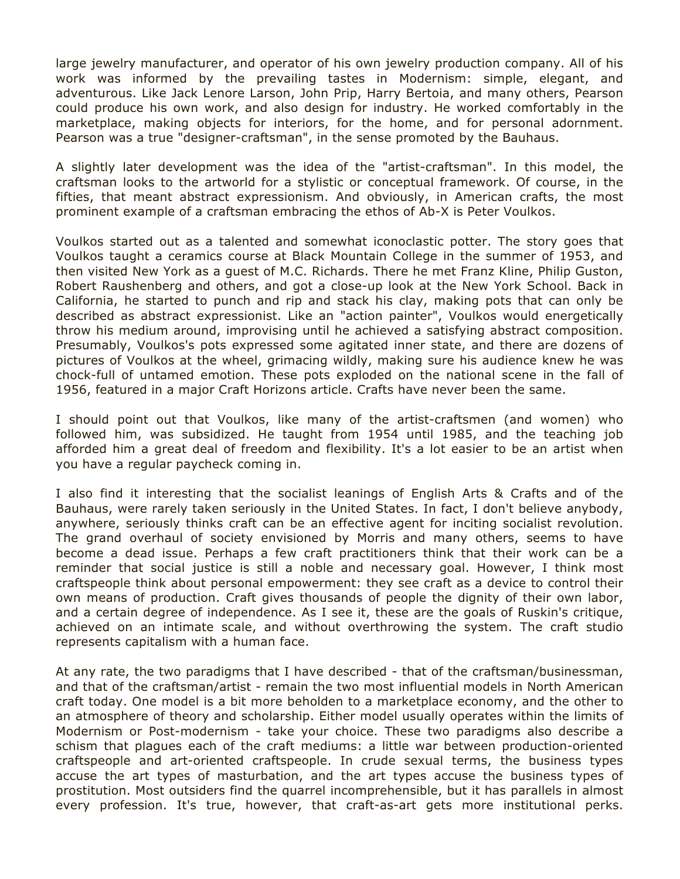large jewelry manufacturer, and operator of his own jewelry production company. All of his work was informed by the prevailing tastes in Modernism: simple, elegant, and adventurous. Like Jack Lenore Larson, John Prip, Harry Bertoia, and many others, Pearson could produce his own work, and also design for industry. He worked comfortably in the marketplace, making objects for interiors, for the home, and for personal adornment. Pearson was a true "designer-craftsman", in the sense promoted by the Bauhaus.

A slightly later development was the idea of the "artist-craftsman". In this model, the craftsman looks to the artworld for a stylistic or conceptual framework. Of course, in the fifties, that meant abstract expressionism. And obviously, in American crafts, the most prominent example of a craftsman embracing the ethos of Ab-X is Peter Voulkos.

Voulkos started out as a talented and somewhat iconoclastic potter. The story goes that Voulkos taught a ceramics course at Black Mountain College in the summer of 1953, and then visited New York as a guest of M.C. Richards. There he met Franz Kline, Philip Guston, Robert Raushenberg and others, and got a close-up look at the New York School. Back in California, he started to punch and rip and stack his clay, making pots that can only be described as abstract expressionist. Like an "action painter", Voulkos would energetically throw his medium around, improvising until he achieved a satisfying abstract composition. Presumably, Voulkos's pots expressed some agitated inner state, and there are dozens of pictures of Voulkos at the wheel, grimacing wildly, making sure his audience knew he was chock-full of untamed emotion. These pots exploded on the national scene in the fall of 1956, featured in a major Craft Horizons article. Crafts have never been the same.

I should point out that Voulkos, like many of the artist-craftsmen (and women) who followed him, was subsidized. He taught from 1954 until 1985, and the teaching job afforded him a great deal of freedom and flexibility. It's a lot easier to be an artist when you have a regular paycheck coming in.

I also find it interesting that the socialist leanings of English Arts & Crafts and of the Bauhaus, were rarely taken seriously in the United States. In fact, I don't believe anybody, anywhere, seriously thinks craft can be an effective agent for inciting socialist revolution. The grand overhaul of society envisioned by Morris and many others, seems to have become a dead issue. Perhaps a few craft practitioners think that their work can be a reminder that social justice is still a noble and necessary goal. However, I think most craftspeople think about personal empowerment: they see craft as a device to control their own means of production. Craft gives thousands of people the dignity of their own labor, and a certain degree of independence. As I see it, these are the goals of Ruskin's critique, achieved on an intimate scale, and without overthrowing the system. The craft studio represents capitalism with a human face.

At any rate, the two paradigms that I have described - that of the craftsman/businessman, and that of the craftsman/artist - remain the two most influential models in North American craft today. One model is a bit more beholden to a marketplace economy, and the other to an atmosphere of theory and scholarship. Either model usually operates within the limits of Modernism or Post-modernism - take your choice. These two paradigms also describe a schism that plagues each of the craft mediums: a little war between production-oriented craftspeople and art-oriented craftspeople. In crude sexual terms, the business types accuse the art types of masturbation, and the art types accuse the business types of prostitution. Most outsiders find the quarrel incomprehensible, but it has parallels in almost every profession. It's true, however, that craft-as-art gets more institutional perks.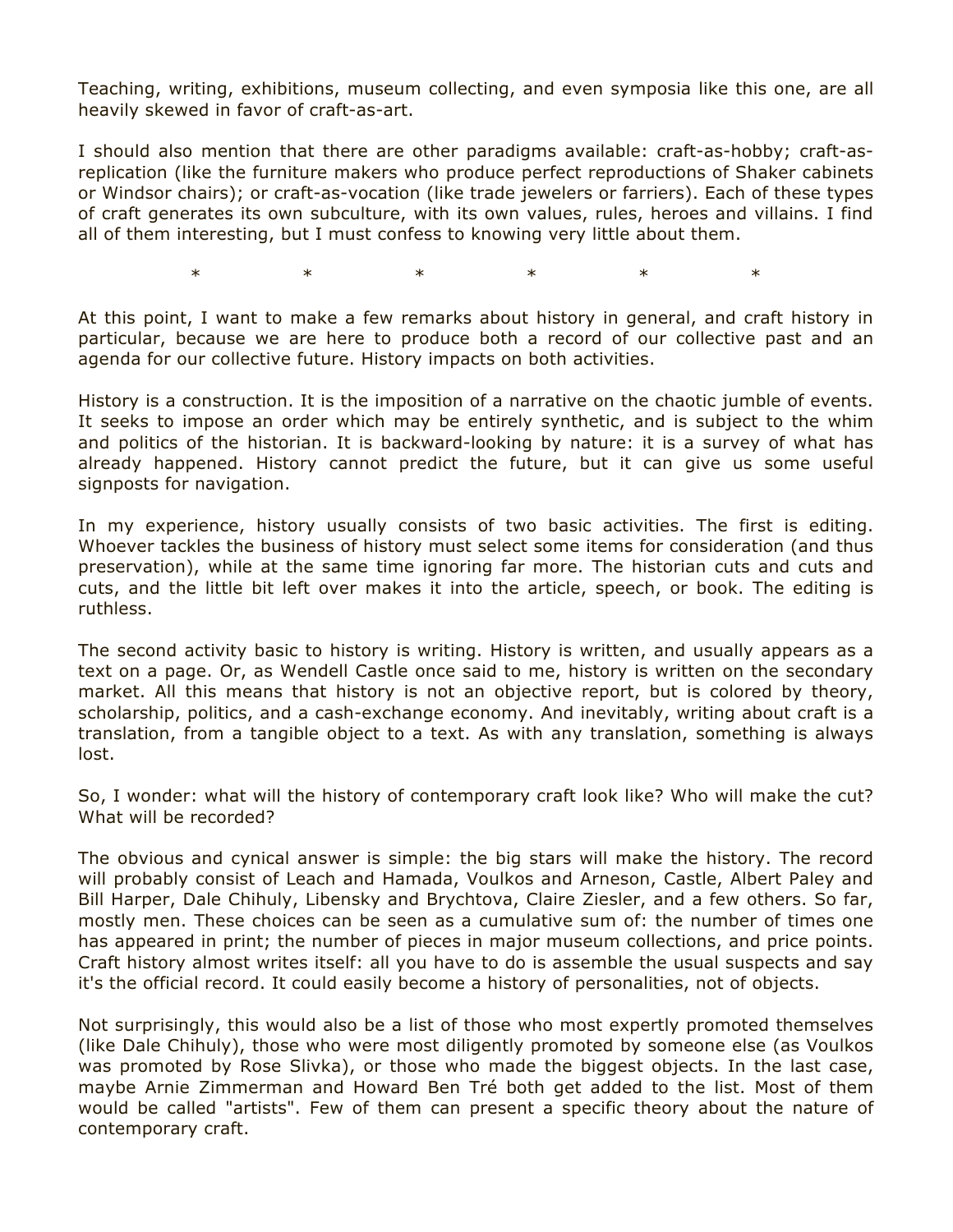Teaching, writing, exhibitions, museum collecting, and even symposia like this one, are all heavily skewed in favor of craft-as-art.

I should also mention that there are other paradigms available: craft-as-hobby; craft-as-replication (like the furniture makers who produce perfect reproductions of Shaker cabinets or Windsor chairs); or craft-as-vocation (like trade jewelers or farriers). Each of these types of craft generates its own subculture, with its own values, rules, heroes and villains. I find all of them interesting, but I must confess to knowing very little about them.

\*　　　\*　　　\*　　　\*　　　\*　　　\*

At this point, I want to make a few remarks about history in general, and craft history in particular, because we are here to produce both a record of our collective past and an agenda for our collective future. History impacts on both activities.

History is a construction. It is the imposition of a narrative on the chaotic jumble of events. It seeks to impose an order which may be entirely synthetic, and is subject to the whim and politics of the historian. It is backward-looking by nature: it is a survey of what has already happened. History cannot predict the future, but it can give us some useful signposts for navigation.

In my experience, history usually consists of two basic activities. The first is editing. Whoever tackles the business of history must select some items for consideration (and thus preservation), while at the same time ignoring far more. The historian cuts and cuts and cuts, and the little bit left over makes it into the article, speech, or book. The editing is ruthless.

The second activity basic to history is writing. History is written, and usually appears as a text on a page. Or, as Wendell Castle once said to me, history is written on the secondary market. All this means that history is not an objective report, but is colored by theory, scholarship, politics, and a cash-exchange economy. And inevitably, writing about craft is a translation, from a tangible object to a text. As with any translation, something is always lost.

So, I wonder: what will the history of contemporary craft look like? Who will make the cut? What will be recorded?

The obvious and cynical answer is simple: the big stars will make the history. The record will probably consist of Leach and Hamada, Voulkos and Arneson, Castle, Albert Paley and Bill Harper, Dale Chihuly, Libensky and Brychtova, Claire Ziesler, and a few others. So far, mostly men. These choices can be seen as a cumulative sum of: the number of times one has appeared in print; the number of pieces in major museum collections, and price points. Craft history almost writes itself: all you have to do is assemble the usual suspects and say it's the official record. It could easily become a history of personalities, not of objects.

Not surprisingly, this would also be a list of those who most expertly promoted themselves (like Dale Chihuly), those who were most diligently promoted by someone else (as Voulkos was promoted by Rose Slivka), or those who made the biggest objects. In the last case, maybe Arnie Zimmerman and Howard Ben Tré both get added to the list. Most of them would be called "artists". Few of them can present a specific theory about the nature of contemporary craft.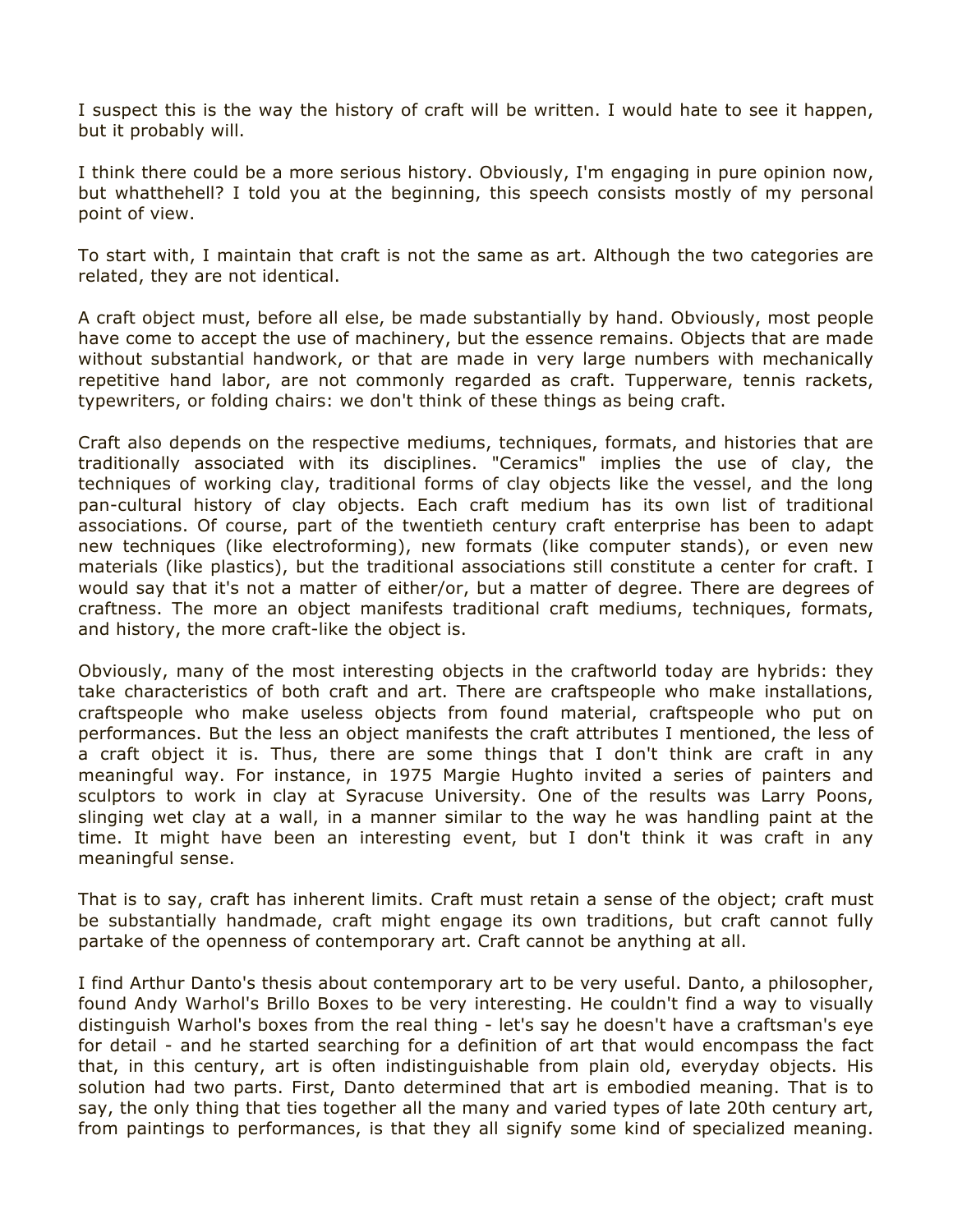I suspect this is the way the history of craft will be written. I would hate to see it happen, but it probably will.

I think there could be a more serious history. Obviously, I'm engaging in pure opinion now, but whatthehell? I told you at the beginning, this speech consists mostly of my personal point of view.

To start with, I maintain that craft is not the same as art. Although the two categories are related, they are not identical.

A craft object must, before all else, be made substantially by hand. Obviously, most people have come to accept the use of machinery, but the essence remains. Objects that are made without substantial handwork, or that are made in very large numbers with mechanically repetitive hand labor, are not commonly regarded as craft. Tupperware, tennis rackets, typewriters, or folding chairs: we don't think of these things as being craft.

Craft also depends on the respective mediums, techniques, formats, and histories that are traditionally associated with its disciplines. "Ceramics" implies the use of clay, the techniques of working clay, traditional forms of clay objects like the vessel, and the long pan-cultural history of clay objects. Each craft medium has its own list of traditional associations. Of course, part of the twentieth century craft enterprise has been to adapt new techniques (like electroforming), new formats (like computer stands), or even new materials (like plastics), but the traditional associations still constitute a center for craft. I would say that it's not a matter of either/or, but a matter of degree. There are degrees of craftness. The more an object manifests traditional craft mediums, techniques, formats, and history, the more craft-like the object is.

Obviously, many of the most interesting objects in the craftworld today are hybrids: they take characteristics of both craft and art. There are craftspeople who make installations, craftspeople who make useless objects from found material, craftspeople who put on performances. But the less an object manifests the craft attributes I mentioned, the less of a craft object it is. Thus, there are some things that I don't think are craft in any meaningful way. For instance, in 1975 Margie Hughto invited a series of painters and sculptors to work in clay at Syracuse University. One of the results was Larry Poons, slinging wet clay at a wall, in a manner similar to the way he was handling paint at the time. It might have been an interesting event, but I don't think it was craft in any meaningful sense.

That is to say, craft has inherent limits. Craft must retain a sense of the object; craft must be substantially handmade, craft might engage its own traditions, but craft cannot fully partake of the openness of contemporary art. Craft cannot be anything at all.

I find Arthur Danto's thesis about contemporary art to be very useful. Danto, a philosopher, found Andy Warhol's Brillo Boxes to be very interesting. He couldn't find a way to visually distinguish Warhol's boxes from the real thing - let's say he doesn't have a craftsman's eye for detail - and he started searching for a definition of art that would encompass the fact that, in this century, art is often indistinguishable from plain old, everyday objects. His solution had two parts. First, Danto determined that art is embodied meaning. That is to say, the only thing that ties together all the many and varied types of late 20th century art, from paintings to performances, is that they all signify some kind of specialized meaning.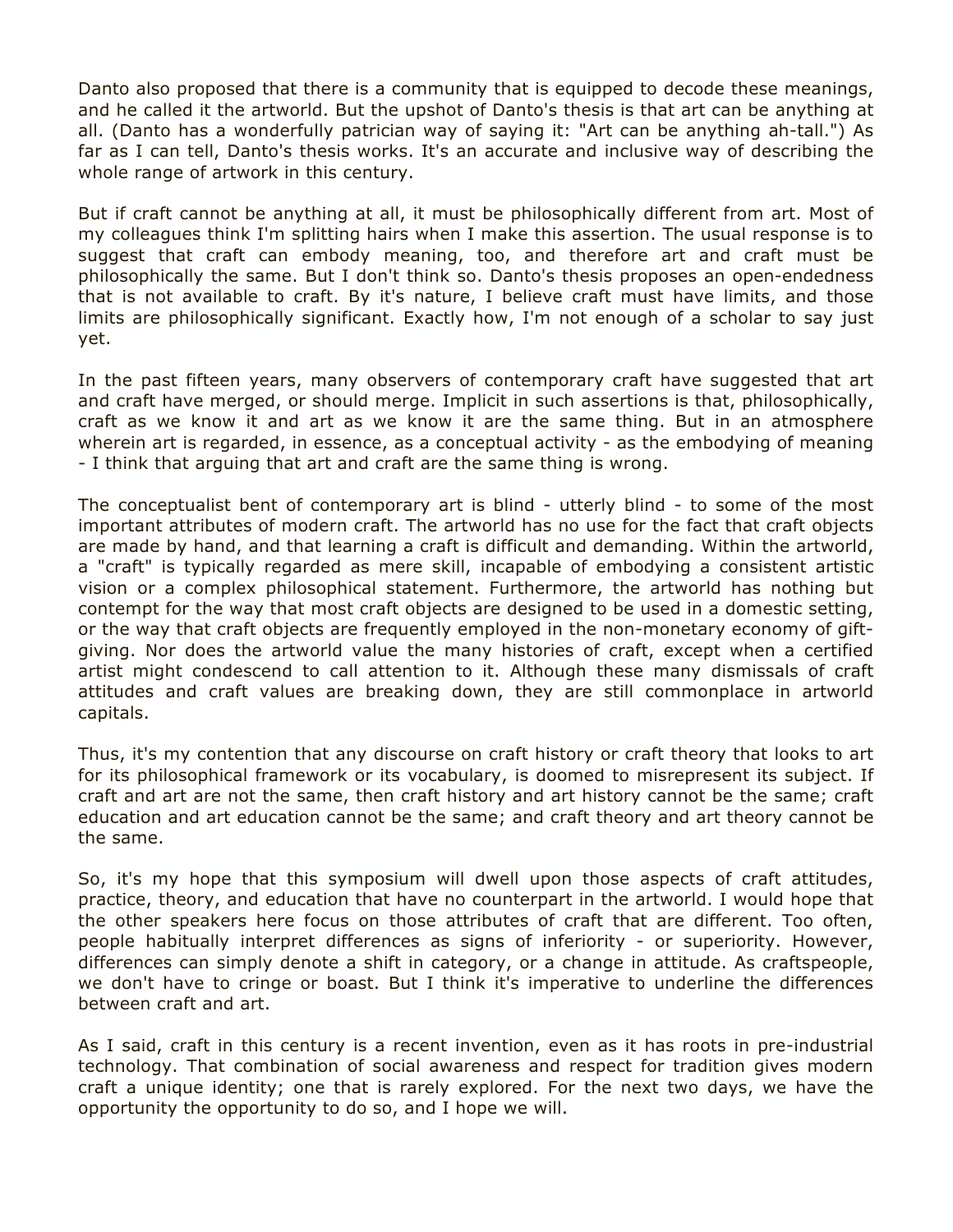Danto also proposed that there is a community that is equipped to decode these meanings, and he called it the artworld. But the upshot of Danto's thesis is that art can be anything at all. (Danto has a wonderfully patrician way of saying it: "Art can be anything ah-tall.") As far as I can tell, Danto's thesis works. It's an accurate and inclusive way of describing the whole range of artwork in this century.

But if craft cannot be anything at all, it must be philosophically different from art. Most of my colleagues think I'm splitting hairs when I make this assertion. The usual response is to suggest that craft can embody meaning, too, and therefore art and craft must be philosophically the same. But I don't think so. Danto's thesis proposes an open-endedness that is not available to craft. By it's nature, I believe craft must have limits, and those limits are philosophically significant. Exactly how, I'm not enough of a scholar to say just yet.

In the past fifteen years, many observers of contemporary craft have suggested that art and craft have merged, or should merge. Implicit in such assertions is that, philosophically, craft as we know it and art as we know it are the same thing. But in an atmosphere wherein art is regarded, in essence, as a conceptual activity - as the embodying of meaning - I think that arguing that art and craft are the same thing is wrong.

The conceptualist bent of contemporary art is blind - utterly blind - to some of the most important attributes of modern craft. The artworld has no use for the fact that craft objects are made by hand, and that learning a craft is difficult and demanding. Within the artworld, a "craft" is typically regarded as mere skill, incapable of embodying a consistent artistic vision or a complex philosophical statement. Furthermore, the artworld has nothing but contempt for the way that most craft objects are designed to be used in a domestic setting, or the way that craft objects are frequently employed in the non-monetary economy of gift-giving. Nor does the artworld value the many histories of craft, except when a certified artist might condescend to call attention to it. Although these many dismissals of craft attitudes and craft values are breaking down, they are still commonplace in artworld capitals.

Thus, it's my contention that any discourse on craft history or craft theory that looks to art for its philosophical framework or its vocabulary, is doomed to misrepresent its subject. If craft and art are not the same, then craft history and art history cannot be the same; craft education and art education cannot be the same; and craft theory and art theory cannot be the same.

So, it's my hope that this symposium will dwell upon those aspects of craft attitudes, practice, theory, and education that have no counterpart in the artworld. I would hope that the other speakers here focus on those attributes of craft that are different. Too often, people habitually interpret differences as signs of inferiority - or superiority. However, differences can simply denote a shift in category, or a change in attitude. As craftspeople, we don't have to cringe or boast. But I think it's imperative to underline the differences between craft and art.

As I said, craft in this century is a recent invention, even as it has roots in pre-industrial technology. That combination of social awareness and respect for tradition gives modern craft a unique identity; one that is rarely explored. For the next two days, we have the opportunity the opportunity to do so, and I hope we will.